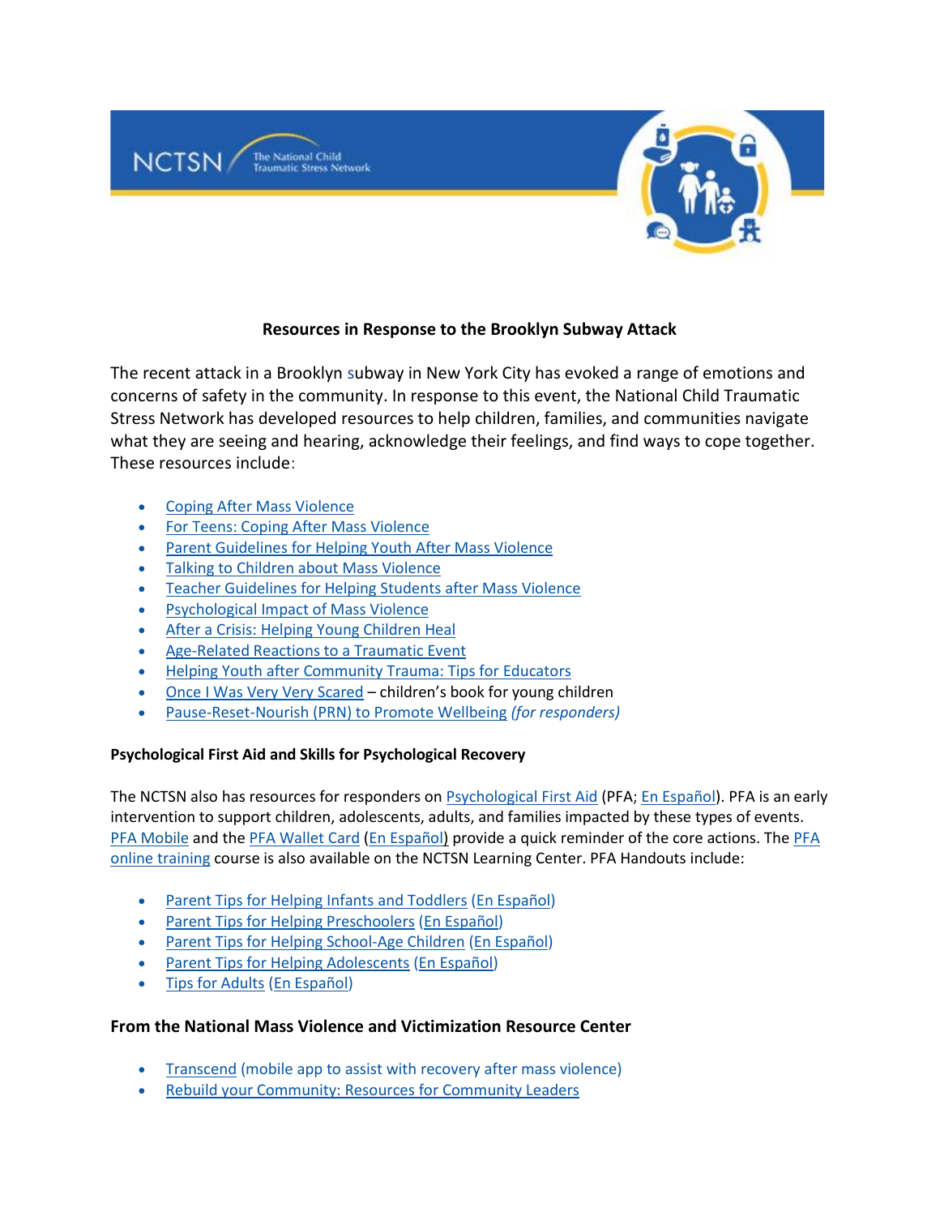## Resources in Response to the Brooklyn Subway Attack

The recent attack in a Brooklyn subway in New York City has evoked a range of emotions and concerns of safety in the community. In response to this event, the National Child Traumatic Stress Network has developed resources to help children, families, and communities navigate what they are seeing and hearing, acknowledge their feelings, and find ways to cope together. These resources include:

- Coping After Mass Violence
- For Teens: Coping After Mass Violence
- Parent Guidelines for Helping Youth After Mass Violence
- Talking to Children about Mass Violence
- Teacher Guidelines for Helping Students after Mass Violence
- Psychological Impact of Mass Violence
- After a Crisis: Helping Young Children Heal
- Age-Related Reactions to a Traumatic Event
- Helping Youth after Community Trauma: Tips for Educators
- Once I Was Very Very Scared – children's book for young children
- Pause-Reset-Nourish (PRN) to Promote Wellbeing *(for responders)*

### Psychological First Aid and Skills for Psychological Recovery

The NCTSN also has resources for responders on Psychological First Aid (PFA; En Español). PFA is an early intervention to support children, adolescents, adults, and families impacted by these types of events. PFA Mobile and the PFA Wallet Card (En Español) provide a quick reminder of the core actions. The PFA online training course is also available on the NCTSN Learning Center. PFA Handouts include:

- Parent Tips for Helping Infants and Toddlers (En Español)
- Parent Tips for Helping Preschoolers (En Español)
- Parent Tips for Helping School-Age Children (En Español)
- Parent Tips for Helping Adolescents (En Español)
- Tips for Adults (En Español)

### From the National Mass Violence and Victimization Resource Center

- Transcend (mobile app to assist with recovery after mass violence)
- Rebuild your Community: Resources for Community Leaders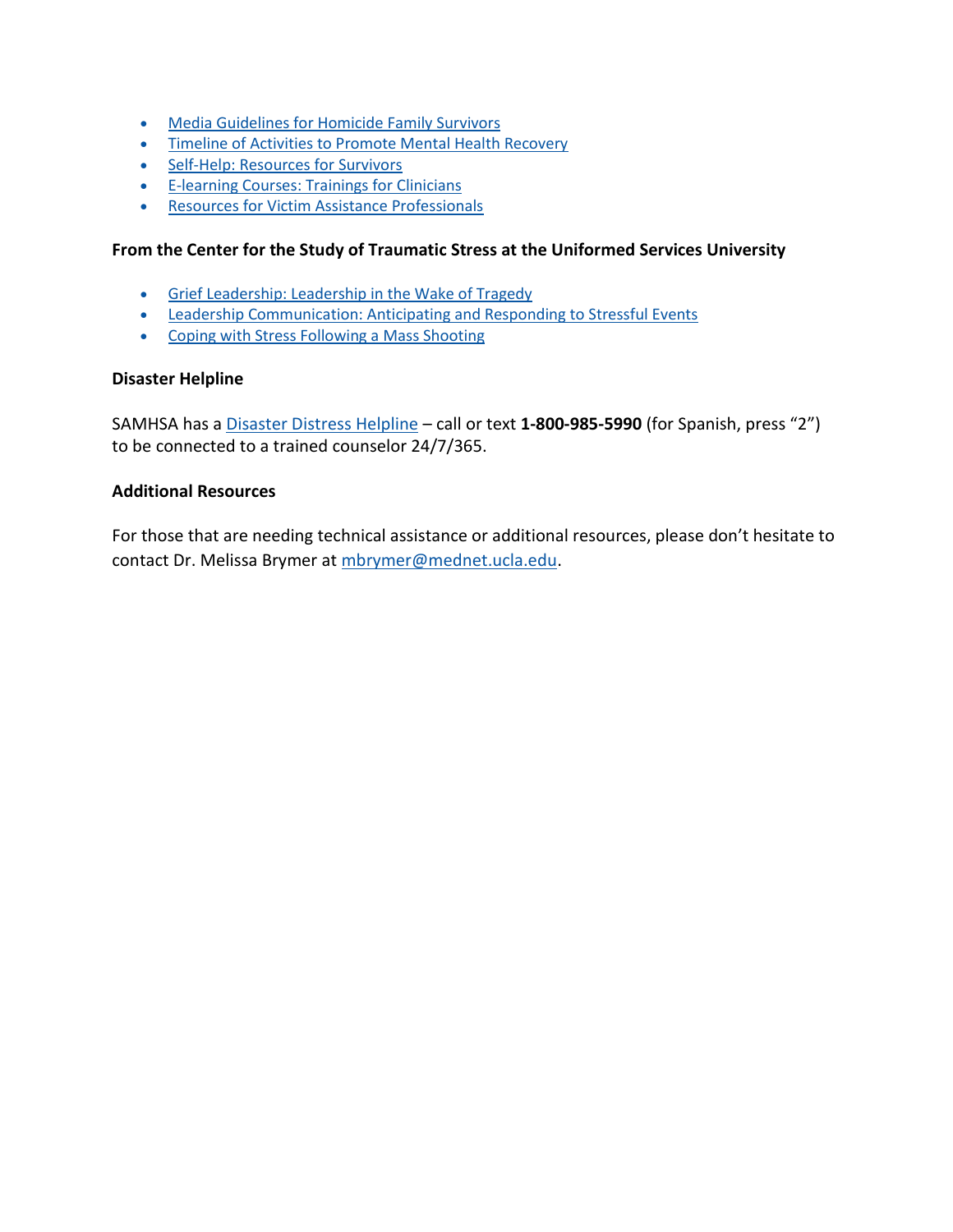- Media Guidelines for Homicide Family Survivors
- Timeline of Activities to Promote Mental Health Recovery
- Self-Help: Resources for Survivors
- E-learning Courses: Trainings for Clinicians
- Resources for Victim Assistance Professionals

**From the Center for the Study of Traumatic Stress at the Uniformed Services University**

- Grief Leadership: Leadership in the Wake of Tragedy
- Leadership Communication: Anticipating and Responding to Stressful Events
- Coping with Stress Following a Mass Shooting

**Disaster Helpline**

SAMHSA has a Disaster Distress Helpline – call or text **1-800-985-5990** (for Spanish, press "2") to be connected to a trained counselor 24/7/365.

**Additional Resources**

For those that are needing technical assistance or additional resources, please don't hesitate to contact Dr. Melissa Brymer at mbrymer@mednet.ucla.edu.